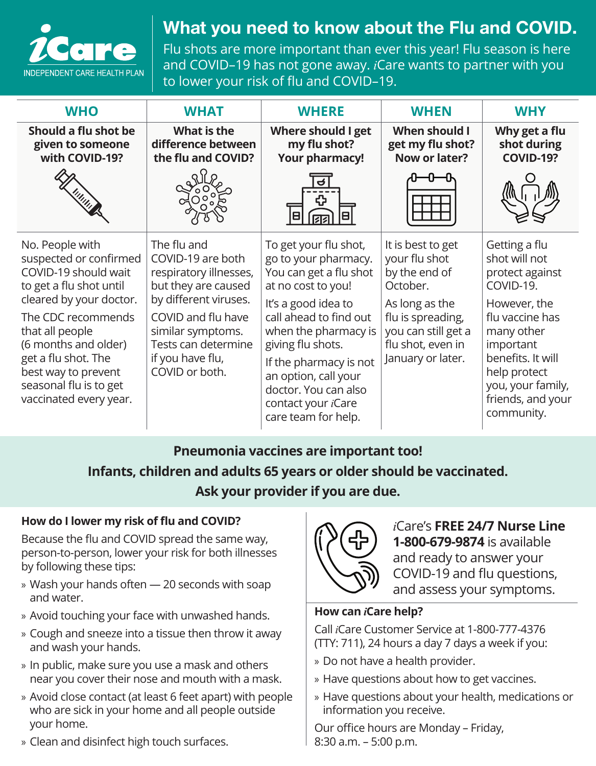# *i*Care

INDEPENDENT CARE HEALTH PLAN

## What you need to know about the Flu and COVID.

Flu shots are more important than ever this year! Flu season is here and COVID–19 has not gone away. *i*Care wants to partner with you to lower your risk of flu and COVID–19.

| WHO | WHAT | WHERE | WHEN | WHY |
|---|---|---|---|---|
| **Should a flu shot be given to someone with COVID-19?** | **What is the difference between the flu and COVID?** | **Where should I get my flu shot? Your pharmacy!** | **When should I get my flu shot? Now or later?** | **Why get a flu shot during COVID-19?** |
| No. People with suspected or confirmed COVID-19 should wait to get a flu shot until cleared by your doctor. The CDC recommends that all people (6 months and older) get a flu shot. The best way to prevent seasonal flu is to get vaccinated every year. | The flu and COVID-19 are both respiratory illnesses, but they are caused by different viruses. COVID and flu have similar symptoms. Tests can determine if you have flu, COVID or both. | To get your flu shot, go to your pharmacy. You can get a flu shot at no cost to you! It's a good idea to call ahead to find out when the pharmacy is giving flu shots. If the pharmacy is not an option, call your doctor. You can also contact your *i*Care care team for help. | It is best to get your flu shot by the end of October. As long as the flu is spreading, you can still get a flu shot, even in January or later. | Getting a flu shot will not protect against COVID-19. However, the flu vaccine has many other important benefits. It will help protect you, your family, friends, and your community. |

**Pneumonia vaccines are important too!**
**Infants, children and adults 65 years or older should be vaccinated.**
**Ask your provider if you are due.**

### How do I lower my risk of flu and COVID?

Because the flu and COVID spread the same way, person-to-person, lower your risk for both illnesses by following these tips:

- Wash your hands often — 20 seconds with soap and water.
- Avoid touching your face with unwashed hands.
- Cough and sneeze into a tissue then throw it away and wash your hands.
- In public, make sure you use a mask and others near you cover their nose and mouth with a mask.
- Avoid close contact (at least 6 feet apart) with people who are sick in your home and all people outside your home.
- Clean and disinfect high touch surfaces.

*i*Care's **FREE 24/7 Nurse Line 1-800-679-9874** is available and ready to answer your COVID-19 and flu questions, and assess your symptoms.

### How can *i*Care help?

Call *i*Care Customer Service at 1-800-777-4376 (TTY: 711), 24 hours a day 7 days a week if you:

- Do not have a health provider.
- Have questions about how to get vaccines.
- Have questions about your health, medications or information you receive.

Our office hours are Monday – Friday, 8:30 a.m. – 5:00 p.m.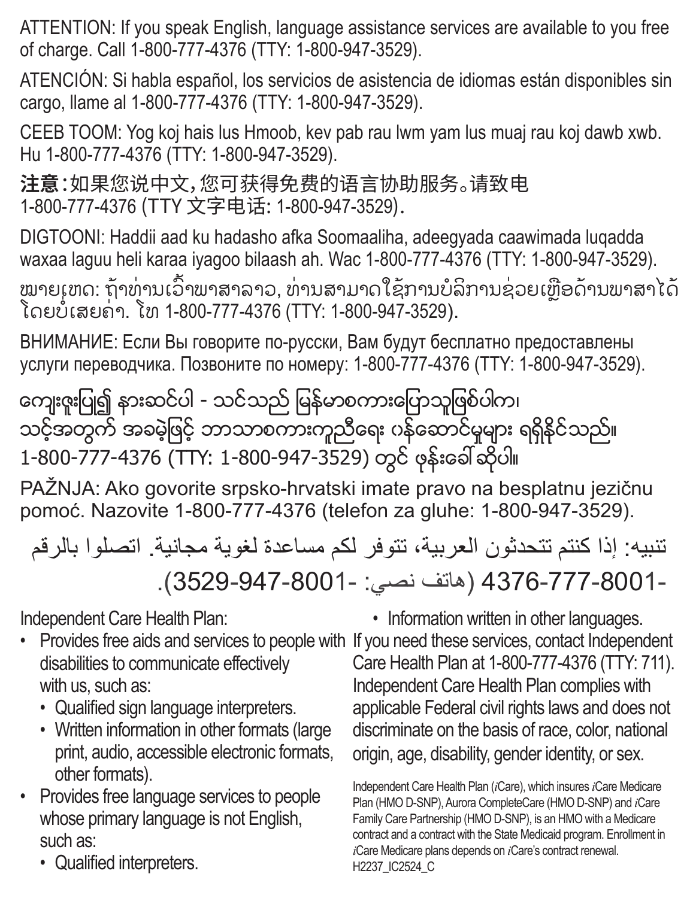ATTENTION: If you speak English, language assistance services are available to you free of charge. Call 1-800-777-4376 (TTY: 1-800-947-3529).

ATENCIÓN: Si habla español, los servicios de asistencia de idiomas están disponibles sin cargo, llame al 1-800-777-4376 (TTY: 1-800-947-3529).

CEEB TOOM: Yog koj hais lus Hmoob, kev pab rau lwm yam lus muaj rau koj dawb xwb. Hu 1-800-777-4376 (TTY: 1-800-947-3529).

**注意：**如果您说中文，您可获得免费的语言协助服务。请致电 1-800-777-4376 (TTY 文字电话: 1-800-947-3529)。

DIGTOONI: Haddii aad ku hadasho afka Soomaaliha, adeegyada caawimada luqadda waxaa laguu heli karaa iyagoo bilaash ah. Wac 1-800-777-4376 (TTY: 1-800-947-3529).

ໝາຍເຫດ: ຖ້າທ່ານເວົ້າພາສາລາວ, ທ່ານສາມາດໃຊ້ການບໍລິການຊ່ວຍເຫຼືອດ້ານພາສາໄດ້ ໂດຍບໍ່ເສຍຄ່າ. ໂທ 1-800-777-4376 (TTY: 1-800-947-3529).

ВНИМАНИЕ: Если Вы говорите по-русски, Вам будут бесплатно предоставлены услуги переводчика. Позвоните по номеру: 1-800-777-4376 (TTY: 1-800-947-3529).

ကျေးဇူးပြု၍ နားဆင်ပါ - သင်သည် မြန်မာစကားပြောသူဖြစ်ပါက၊ သင့်အတွက် အခမဲ့ဖြင့် ဘာသာစကားကူညီရေး ဝန်ဆောင်မှုများ ရရှိနိုင်သည်။ 1-800-777-4376 (TTY: 1-800-947-3529) တွင် ဖုန်းခေါ်ဆိုပါ။

PAŽNJA: Ako govorite srpsko-hrvatski imate pravo na besplatnu jezičnu pomoć. Nazovite 1-800-777-4376 (telefon za gluhe: 1-800-947-3529).

تنبيه: إذا كنتم تتحدثون العربية، تتوفر لكم مساعدة لغوية مجانية. اتصلوا بالرقم 4376-777-800-1 (هاتف نصي: 3529-947-800-1).

Independent Care Health Plan:

- Provides free aids and services to people with disabilities to communicate effectively with us, such as:
  - Qualified sign language interpreters.
  - Written information in other formats (large print, audio, accessible electronic formats, other formats).
- Provides free language services to people whose primary language is not English, such as:
  - Qualified interpreters.
  - Information written in other languages.

If you need these services, contact Independent Care Health Plan at 1-800-777-4376 (TTY: 711). Independent Care Health Plan complies with applicable Federal civil rights laws and does not discriminate on the basis of race, color, national origin, age, disability, gender identity, or sex.

Independent Care Health Plan (*i*Care), which insures *i*Care Medicare Plan (HMO D-SNP), Aurora CompleteCare (HMO D-SNP) and *i*Care Family Care Partnership (HMO D-SNP), is an HMO with a Medicare contract and a contract with the State Medicaid program. Enrollment in *i*Care Medicare plans depends on *i*Care's contract renewal. H2237_IC2524_C